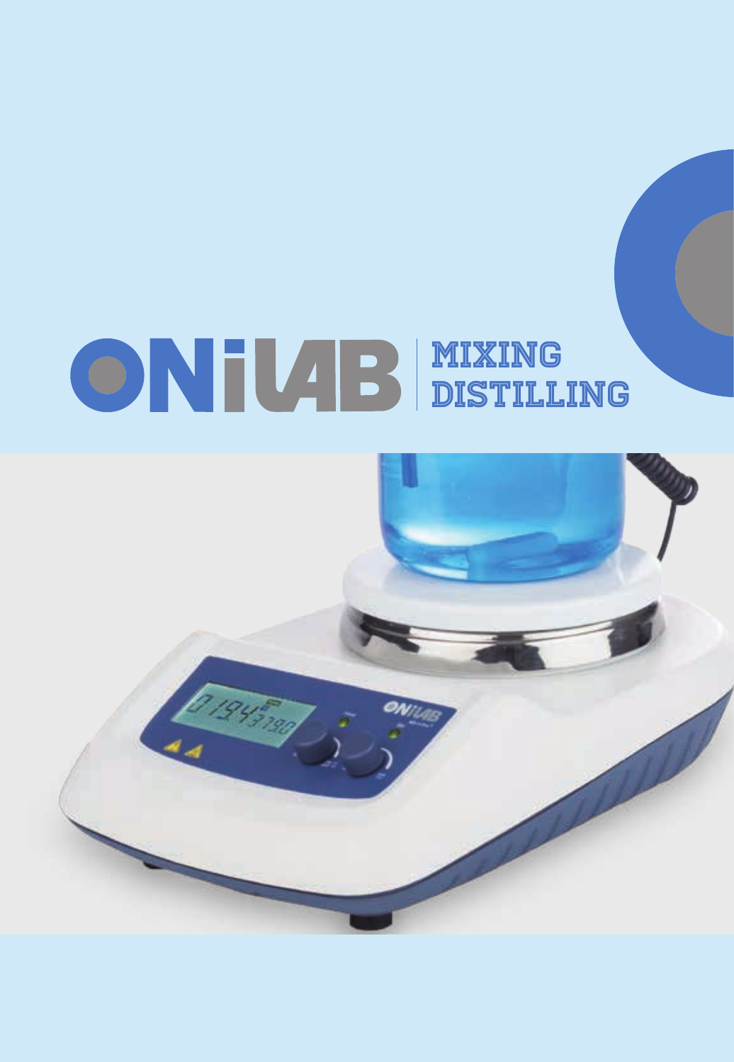# ONiLAB

## MIXING DISTILLING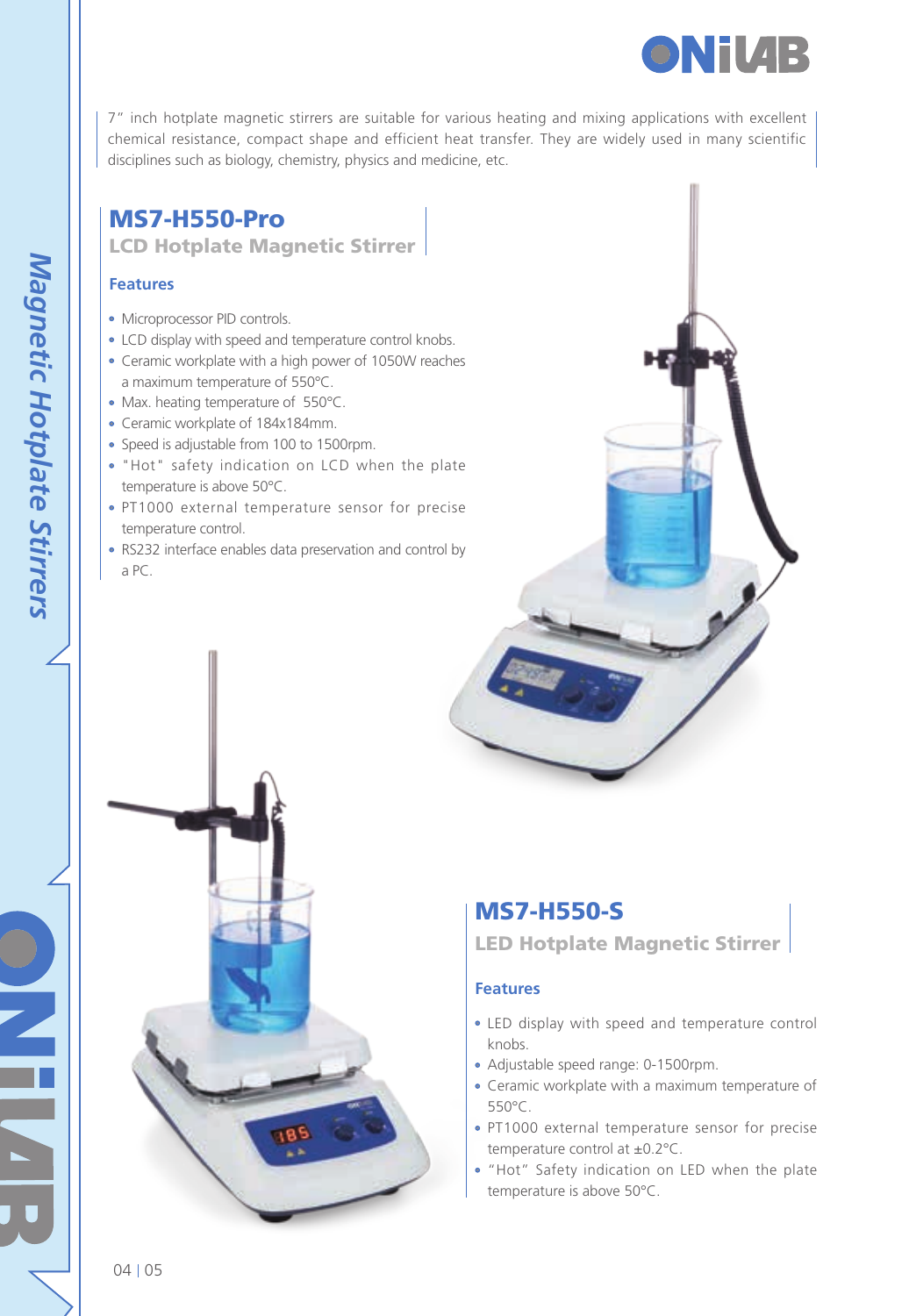7" inch hotplate magnetic stirrers are suitable for various heating and mixing applications with excellent chemical resistance, compact shape and efficient heat transfer. They are widely used in many scientific disciplines such as biology, chemistry, physics and medicine, etc.

## MS7-H550-Pro

### LCD Hotplate Magnetic Stirrer

**Features**

- Microprocessor PID controls.
- LCD display with speed and temperature control knobs.
- Ceramic workplate with a high power of 1050W reaches a maximum temperature of 550°C.
- Max. heating temperature of 550°C.
- Ceramic workplate of 184x184mm.
- Speed is adjustable from 100 to 1500rpm.
- "Hot" safety indication on LCD when the plate temperature is above 50°C.
- PT1000 external temperature sensor for precise temperature control.
- RS232 interface enables data preservation and control by a PC.

## MS7-H550-S

### LED Hotplate Magnetic Stirrer

**Features**

- LED display with speed and temperature control knobs.
- Adjustable speed range: 0-1500rpm.
- Ceramic workplate with a maximum temperature of 550°C.
- PT1000 external temperature sensor for precise temperature control at ±0.2°C.
- "Hot" Safety indication on LED when the plate temperature is above 50°C.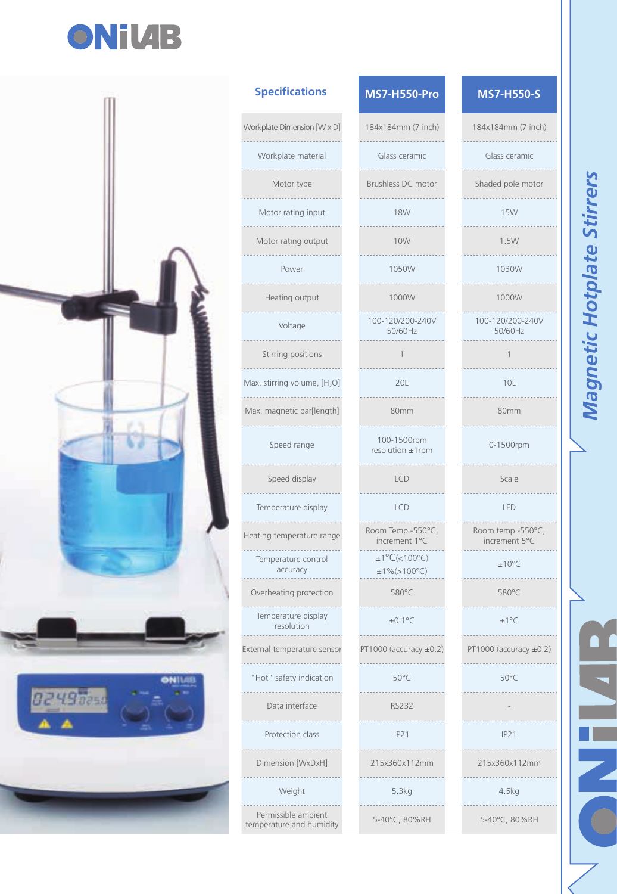# Magnetic Hotplate Stirrers

| Specifications | MS7-H550-Pro | MS7-H550-S |
|---|---|---|
| Workplate Dimension [W x D] | 184x184mm (7 inch) | 184x184mm (7 inch) |
| Workplate material | Glass ceramic | Glass ceramic |
| Motor type | Brushless DC motor | Shaded pole motor |
| Motor rating input | 18W | 15W |
| Motor rating output | 10W | 1.5W |
| Power | 1050W | 1030W |
| Heating output | 1000W | 1000W |
| Voltage | 100-120/200-240V 50/60Hz | 100-120/200-240V 50/60Hz |
| Stirring positions | 1 | 1 |
| Max. stirring volume, [$H_2O$] | 20L | 10L |
| Max. magnetic bar[length] | 80mm | 80mm |
| Speed range | 100-1500rpm resolution ±1rpm | 0-1500rpm |
| Speed display | LCD | Scale |
| Temperature display | LCD | LED |
| Heating temperature range | Room Temp.-550°C, increment 1°C | Room temp.-550°C, increment 5°C |
| Temperature control accuracy | ±1°C(<100°C) ±1%(>100°C) | ±10°C |
| Overheating protection | 580°C | 580°C |
| Temperature display resolution | ±0.1°C | ±1°C |
| External temperature sensor | PT1000 (accuracy ±0.2) | PT1000 (accuracy ±0.2) |
| "Hot" safety indication | 50°C | 50°C |
| Data interface | RS232 | - |
| Protection class | IP21 | IP21 |
| Dimension [WxDxH] | 215x360x112mm | 215x360x112mm |
| Weight | 5.3kg | 4.5kg |
| Permissible ambient temperature and humidity | 5-40°C, 80%RH | 5-40°C, 80%RH |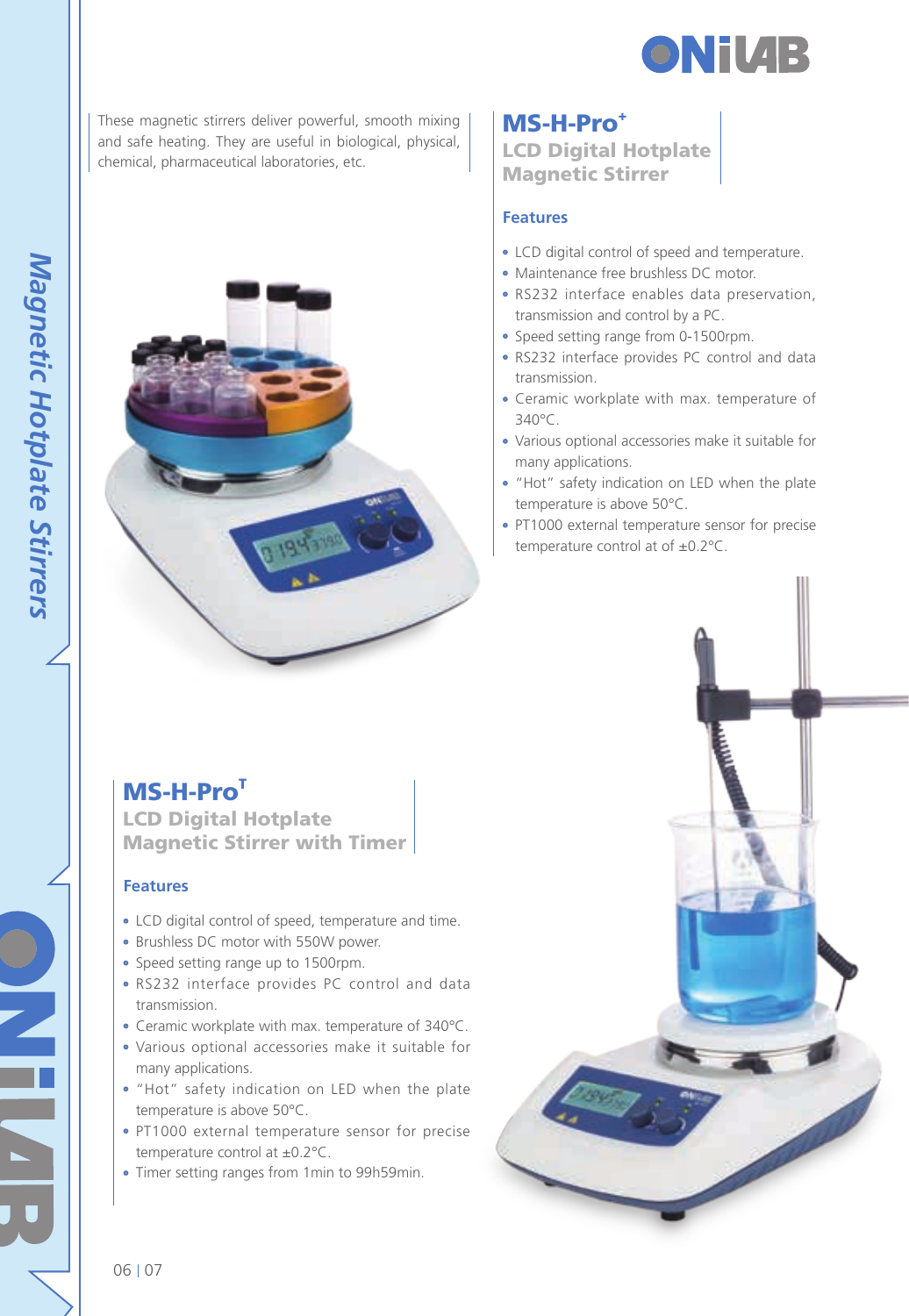These magnetic stirrers deliver powerful, smooth mixing and safe heating. They are useful in biological, physical, chemical, pharmaceutical laboratories, etc.

## MS-H-Pro+

### LCD Digital Hotplate Magnetic Stirrer

#### Features

- LCD digital control of speed and temperature.
- Maintenance free brushless DC motor.
- RS232 interface enables data preservation, transmission and control by a PC.
- Speed setting range from 0-1500rpm.
- RS232 interface provides PC control and data transmission.
- Ceramic workplate with max. temperature of 340°C.
- Various optional accessories make it suitable for many applications.
- "Hot" safety indication on LED when the plate temperature is above 50°C.
- PT1000 external temperature sensor for precise temperature control at of ±0.2°C.

## MS-H-ProT

### LCD Digital Hotplate Magnetic Stirrer with Timer

#### Features

- LCD digital control of speed, temperature and time.
- Brushless DC motor with 550W power.
- Speed setting range up to 1500rpm.
- RS232 interface provides PC control and data transmission.
- Ceramic workplate with max. temperature of 340°C.
- Various optional accessories make it suitable for many applications.
- "Hot" safety indication on LED when the plate temperature is above 50°C.
- PT1000 external temperature sensor for precise temperature control at ±0.2°C.
- Timer setting ranges from 1min to 99h59min.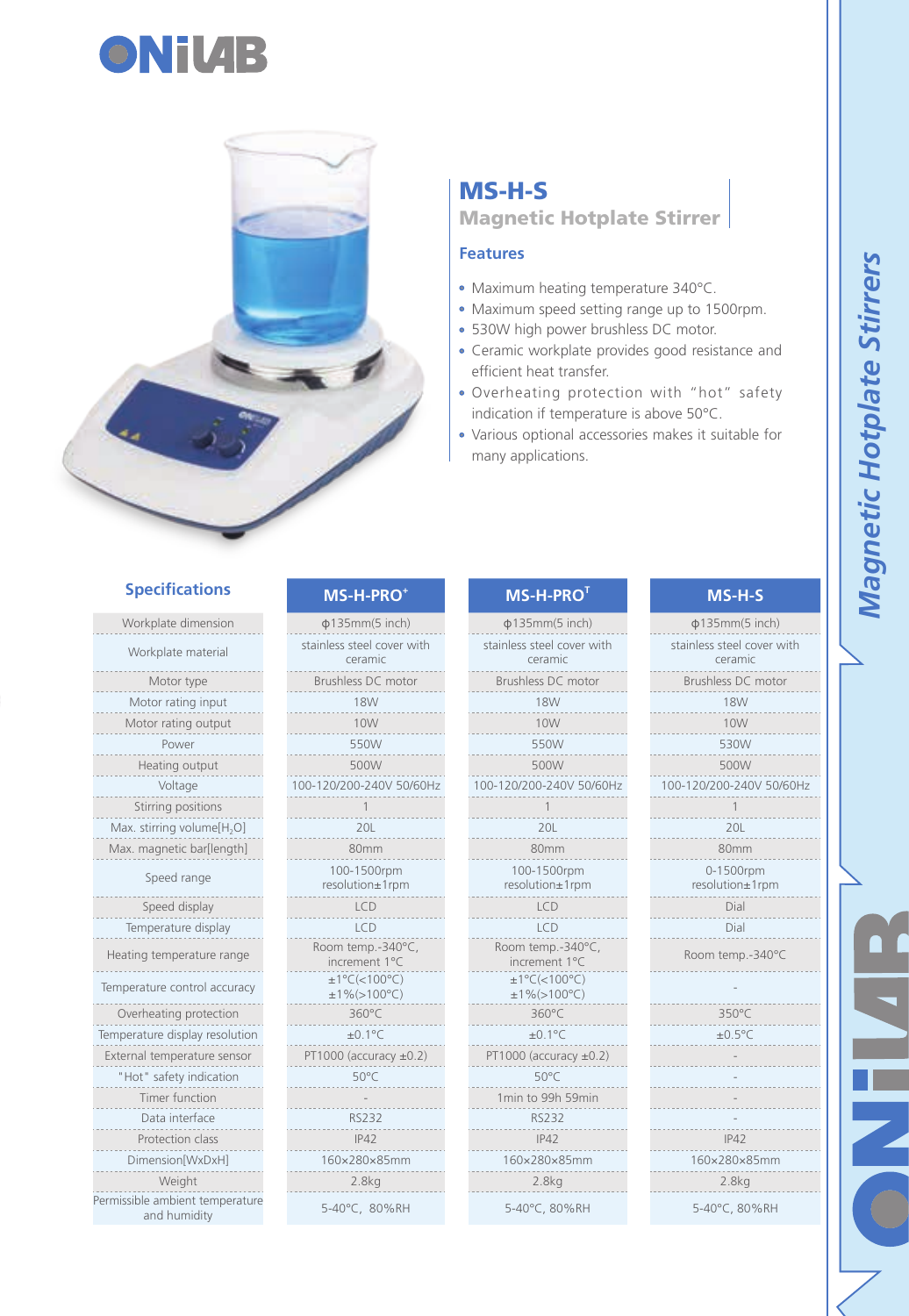## MS-H-S

### Magnetic Hotplate Stirrer

### Features

- Maximum heating temperature 340°C.
- Maximum speed setting range up to 1500rpm.
- 530W high power brushless DC motor.
- Ceramic workplate provides good resistance and efficient heat transfer.
- Overheating protection with "hot" safety indication if temperature is above 50°C.
- Various optional accessories makes it suitable for many applications.

### Specifications

| Specifications | MS-H-PRO+ | MS-H-PROT | MS-H-S |
|---|---|---|---|
| Workplate dimension | ϕ135mm(5 inch) | ϕ135mm(5 inch) | ϕ135mm(5 inch) |
| Workplate material | stainless steel cover with ceramic | stainless steel cover with ceramic | stainless steel cover with ceramic |
| Motor type | Brushless DC motor | Brushless DC motor | Brushless DC motor |
| Motor rating input | 18W | 18W | 18W |
| Motor rating output | 10W | 10W | 10W |
| Power | 550W | 550W | 530W |
| Heating output | 500W | 500W | 500W |
| Voltage | 100-120/200-240V 50/60Hz | 100-120/200-240V 50/60Hz | 100-120/200-240V 50/60Hz |
| Stirring positions | 1 | 1 | 1 |
| Max. stirring volume[$H_2O$] | 20L | 20L | 20L |
| Max. magnetic bar[length] | 80mm | 80mm | 80mm |
| Speed range | 100-1500rpm resolution±1rpm | 100-1500rpm resolution±1rpm | 0-1500rpm resolution±1rpm |
| Speed display | LCD | LCD | Dial |
| Temperature display | LCD | LCD | Dial |
| Heating temperature range | Room temp.-340°C, increment 1°C | Room temp.-340°C, increment 1°C | Room temp.-340°C |
| Temperature control accuracy | ±1°C(<100°C) ±1%(>100°C) | ±1°C(<100°C) ±1%(>100°C) | - |
| Overheating protection | 360°C | 360°C | 350°C |
| Temperature display resolution | ±0.1°C | ±0.1°C | ±0.5°C |
| External temperature sensor | PT1000 (accuracy ±0.2) | PT1000 (accuracy ±0.2) | - |
| "Hot" safety indication | 50°C | 50°C | - |
| Timer function | - | 1min to 99h 59min | - |
| Data interface | RS232 | RS232 | - |
| Protection class | IP42 | IP42 | IP42 |
| Dimension[WxDxH] | 160×280×85mm | 160×280×85mm | 160×280×85mm |
| Weight | 2.8kg | 2.8kg | 2.8kg |
| Permissible ambient temperature and humidity | 5-40°C, 80%RH | 5-40°C, 80%RH | 5-40°C, 80%RH |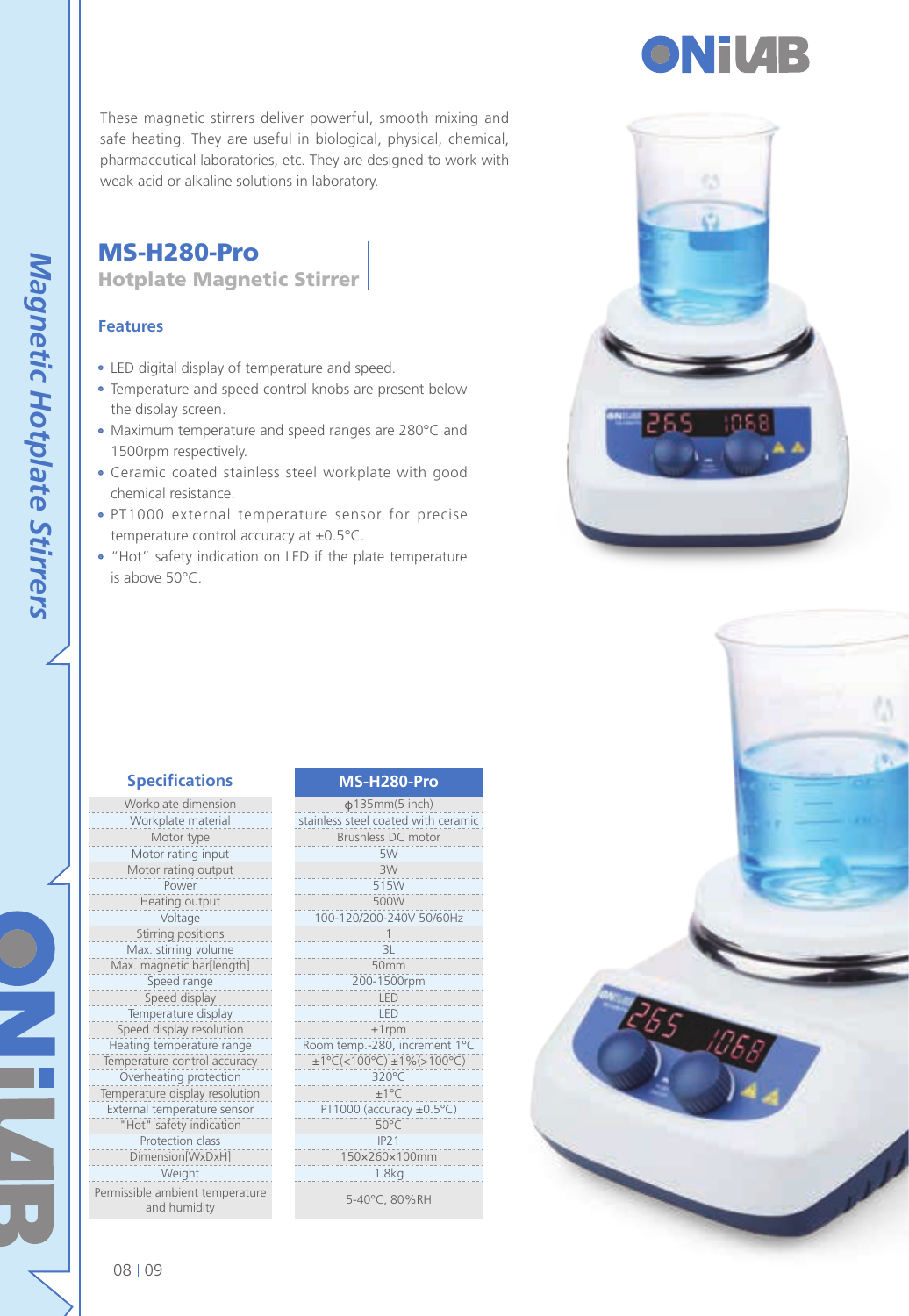These magnetic stirrers deliver powerful, smooth mixing and safe heating. They are useful in biological, physical, chemical, pharmaceutical laboratories, etc. They are designed to work with weak acid or alkaline solutions in laboratory.

## MS-H280-Pro

### Hotplate Magnetic Stirrer

#### Features

- LED digital display of temperature and speed.
- Temperature and speed control knobs are present below the display screen.
- Maximum temperature and speed ranges are 280°C and 1500rpm respectively.
- Ceramic coated stainless steel workplate with good chemical resistance.
- PT1000 external temperature sensor for precise temperature control accuracy at ±0.5°C.
- "Hot" safety indication on LED if the plate temperature is above 50°C.

#### Specifications

| Specifications | MS-H280-Pro |
|---|---|
| Workplate dimension | ϕ135mm(5 inch) |
| Workplate material | stainless steel coated with ceramic |
| Motor type | Brushless DC motor |
| Motor rating input | 5W |
| Motor rating output | 3W |
| Power | 515W |
| Heating output | 500W |
| Voltage | 100-120/200-240V 50/60Hz |
| Stirring positions | 1 |
| Max. stirring volume | 3L |
| Max. magnetic bar[length] | 50mm |
| Speed range | 200-1500rpm |
| Speed display | LED |
| Temperature display | LED |
| Speed display resolution | ±1rpm |
| Heating temperature range | Room temp.-280, increment 1°C |
| Temperature control accuracy | ±1°C(<100°C) ±1%(>100°C) |
| Overheating protection | 320°C |
| Temperature display resolution | ±1°C |
| External temperature sensor | PT1000 (accuracy ±0.5°C) |
| "Hot" safety indication | 50°C |
| Protection class | IP21 |
| Dimension[WxDxH] | 150×260×100mm |
| Weight | 1.8kg |
| Permissible ambient temperature and humidity | 5-40°C, 80%RH |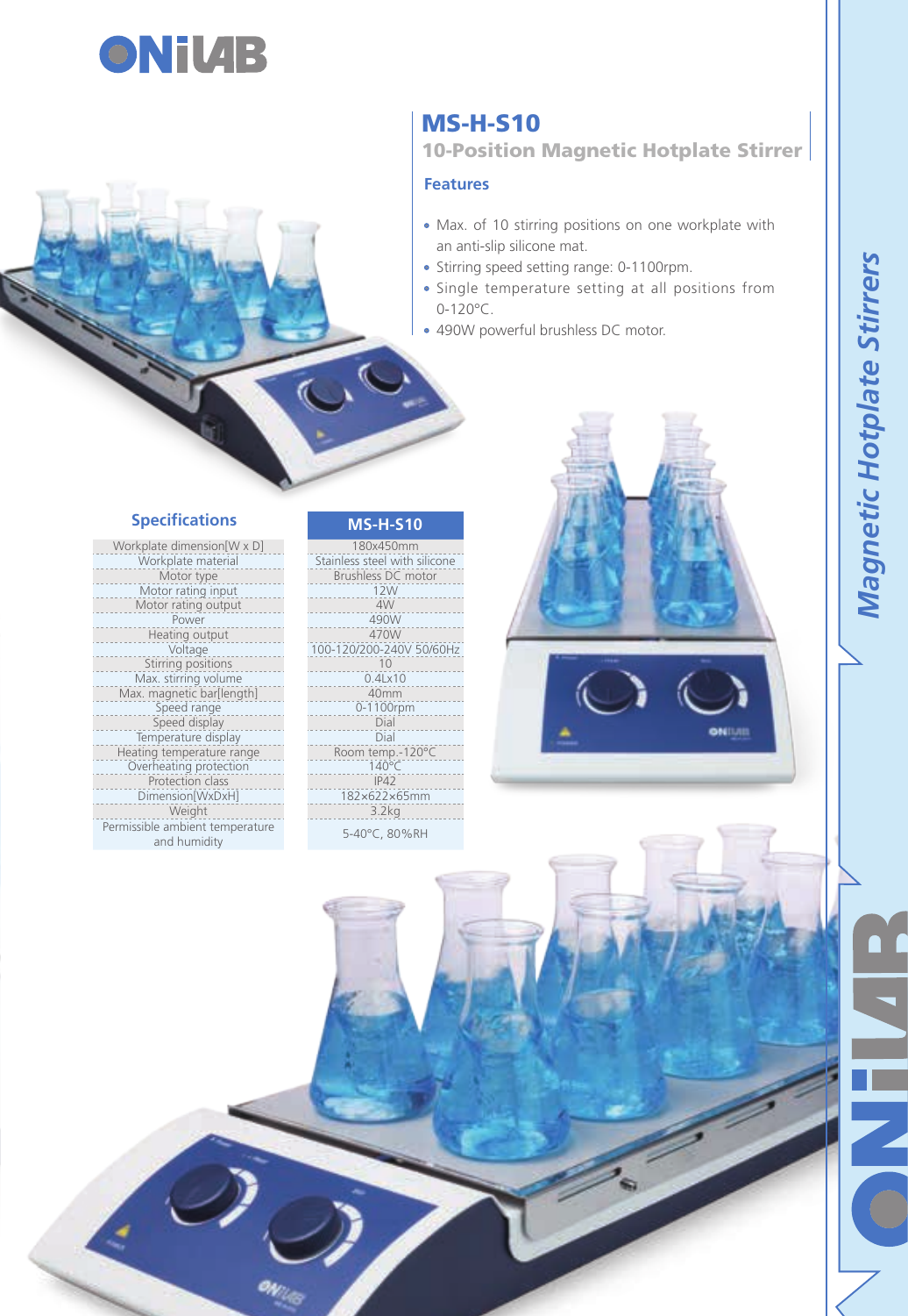# MS-H-S10

## 10-Position Magnetic Hotplate Stirrer

### Features

- Max. of 10 stirring positions on one workplate with an anti-slip silicone mat.
- Stirring speed setting range: 0-1100rpm.
- Single temperature setting at all positions from 0-120°C.
- 490W powerful brushless DC motor.

### Specifications

| Specifications | MS-H-S10 |
|---|---|
| Workplate dimension[W x D] | 180x450mm |
| Workplate material | Stainless steel with silicone |
| Motor type | Brushless DC motor |
| Motor rating input | 12W |
| Motor rating output | 4W |
| Power | 490W |
| Heating output | 470W |
| Voltage | 100-120/200-240V 50/60Hz |
| Stirring positions | 10 |
| Max. stirring volume | 0.4Lx10 |
| Max. magnetic bar[length] | 40mm |
| Speed range | 0-1100rpm |
| Speed display | Dial |
| Temperature display | Dial |
| Heating temperature range | Room temp.-120°C |
| Overheating protection | 140°C |
| Protection class | IP42 |
| Dimension[WxDxH] | 182×622×65mm |
| Weight | 3.2kg |
| Permissible ambient temperature and humidity | 5-40°C, 80%RH |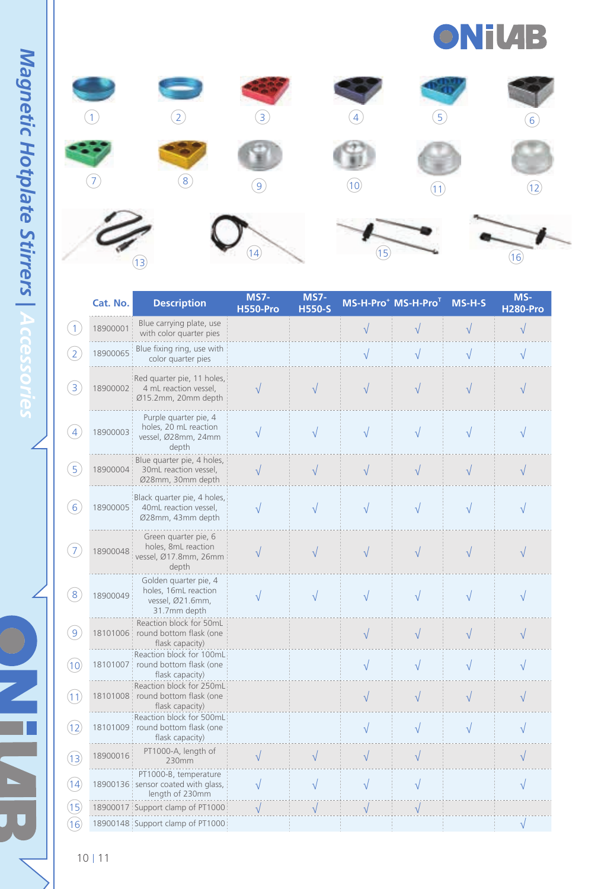# Magnetic Hotplate Stirrers | Accessories

| | Cat. No. | Description | MS7-H550-Pro | MS7-H550-S | MS-H-Pro+ | MS-H-ProT | MS-H-S | MS-H280-Pro |
|---|---|---|---|---|---|---|---|---|
| 1 | 18900001 | Blue carrying plate, use with color quarter pies | | | √ | √ | √ | √ |
| 2 | 18900065 | Blue fixing ring, use with color quarter pies | | | √ | √ | √ | √ |
| 3 | 18900002 | Red quarter pie, 11 holes, 4 mL reaction vessel, Ø15.2mm, 20mm depth | √ | √ | √ | √ | √ | √ |
| 4 | 18900003 | Purple quarter pie, 4 holes, 20 mL reaction vessel, Ø28mm, 24mm depth | √ | √ | √ | √ | √ | √ |
| 5 | 18900004 | Blue quarter pie, 4 holes, 30mL reaction vessel, Ø28mm, 30mm depth | √ | √ | √ | √ | √ | √ |
| 6 | 18900005 | Black quarter pie, 4 holes, 40mL reaction vessel, Ø28mm, 43mm depth | √ | √ | √ | √ | √ | √ |
| 7 | 18900048 | Green quarter pie, 6 holes, 8mL reaction vessel, Ø17.8mm, 26mm depth | √ | √ | √ | √ | √ | √ |
| 8 | 18900049 | Golden quarter pie, 4 holes, 16mL reaction vessel, Ø21.6mm, 31.7mm depth | √ | √ | √ | √ | √ | √ |
| 9 | 18101006 | Reaction block for 50mL round bottom flask (one flask capacity) | | | √ | √ | √ | √ |
| 10 | 18101007 | Reaction block for 100mL round bottom flask (one flask capacity) | | | √ | √ | √ | √ |
| 11 | 18101008 | Reaction block for 250mL round bottom flask (one flask capacity) | | | √ | √ | √ | √ |
| 12 | 18101009 | Reaction block for 500mL round bottom flask (one flask capacity) | | | √ | √ | √ | √ |
| 13 | 18900016 | PT1000-A, length of 230mm | √ | √ | √ | √ | | √ |
| 14 | 18900136 | PT1000-B, temperature sensor coated with glass, length of 230mm | √ | √ | √ | √ | | √ |
| 15 | 18900017 | Support clamp of PT1000 | √ | √ | √ | √ | | |
| 16 | 18900148 | Support clamp of PT1000 | | | | | | √ |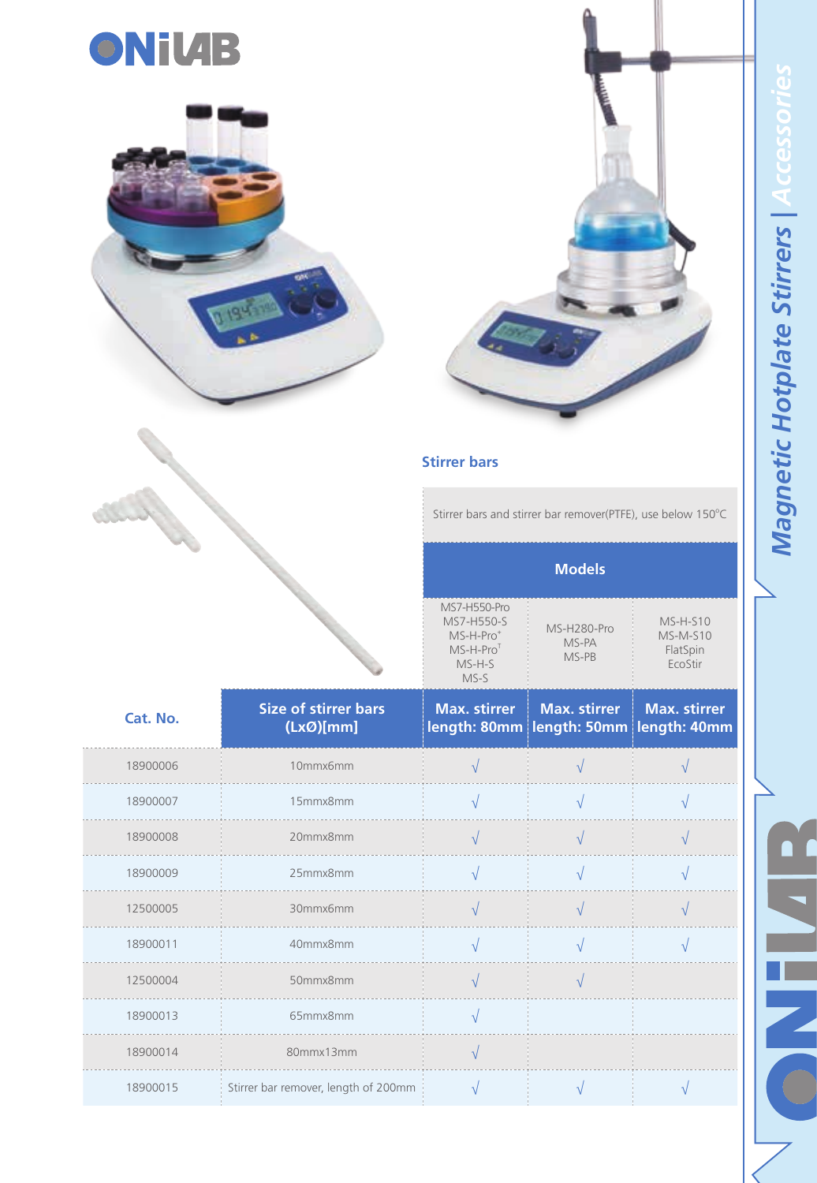## Stirrer bars

Stirrer bars and stirrer bar remover(PTFE), use below 150°C

| Cat. No. | Size of stirrer bars (LxØ)[mm] | Models | | |
|---|---|---|---|---|
| | | MS7-H550-Pro MS7-H550-S MS-H-Pro+ MS-H-ProT MS-H-S MS-S | MS-H280-Pro MS-PA MS-PB | MS-H-S10 MS-M-S10 FlatSpin EcoStir |
| | | **Max. stirrer length: 80mm** | **Max. stirrer length: 50mm** | **Max. stirrer length: 40mm** |
| 18900006 | 10mmx6mm | √ | √ | √ |
| 18900007 | 15mmx8mm | √ | √ | √ |
| 18900008 | 20mmx8mm | √ | √ | √ |
| 18900009 | 25mmx8mm | √ | √ | √ |
| 12500005 | 30mmx6mm | √ | √ | √ |
| 18900011 | 40mmx8mm | √ | √ | √ |
| 12500004 | 50mmx8mm | √ | √ | |
| 18900013 | 65mmx8mm | √ | | |
| 18900014 | 80mmx13mm | √ | | |
| 18900015 | Stirrer bar remover, length of 200mm | √ | √ | √ |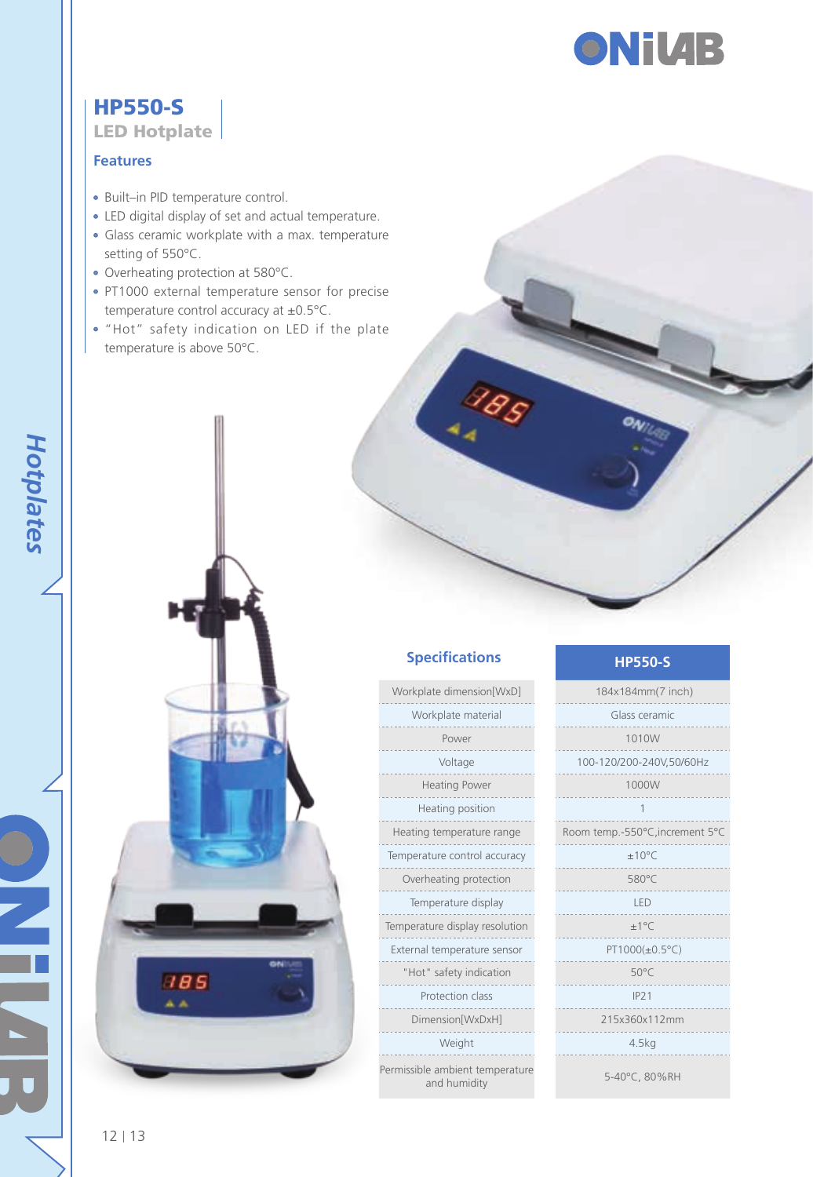# HP550-S

## LED Hotplate

### Features

- Built–in PID temperature control.
- LED digital display of set and actual temperature.
- Glass ceramic workplate with a max. temperature setting of 550°C.
- Overheating protection at 580°C.
- PT1000 external temperature sensor for precise temperature control accuracy at ±0.5°C.
- "Hot" safety indication on LED if the plate temperature is above 50°C.

### Specifications

| Specifications | HP550-S |
|---|---|
| Workplate dimension[WxD] | 184x184mm(7 inch) |
| Workplate material | Glass ceramic |
| Power | 1010W |
| Voltage | 100-120/200-240V,50/60Hz |
| Heating Power | 1000W |
| Heating position | 1 |
| Heating temperature range | Room temp.-550°C,increment 5°C |
| Temperature control accuracy | ±10°C |
| Overheating protection | 580°C |
| Temperature display | LED |
| Temperature display resolution | ±1°C |
| External temperature sensor | PT1000(±0.5°C) |
| "Hot" safety indication | 50°C |
| Protection class | IP21 |
| Dimension[WxDxH] | 215x360x112mm |
| Weight | 4.5kg |
| Permissible ambient temperature and humidity | 5-40°C, 80%RH |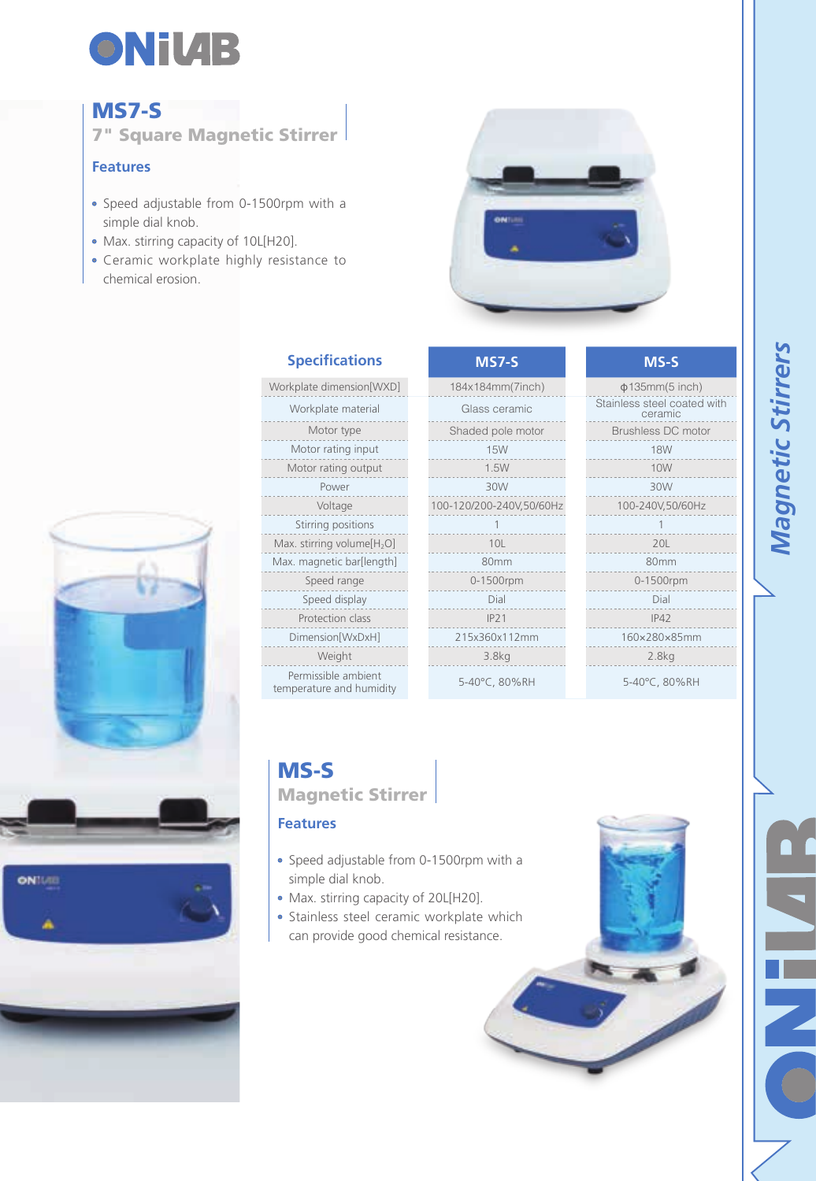# MS7-S

## 7" Square Magnetic Stirrer

### Features

- Speed adjustable from 0-1500rpm with a simple dial knob.
- Max. stirring capacity of 10L[H20].
- Ceramic workplate highly resistance to chemical erosion.

| Specifications | MS7-S | MS-S |
|---|---|---|
| Workplate dimension[WXD] | 184x184mm(7inch) | ϕ135mm(5 inch) |
| Workplate material | Glass ceramic | Stainless steel coated with ceramic |
| Motor type | Shaded pole motor | Brushless DC motor |
| Motor rating input | 15W | 18W |
| Motor rating output | 1.5W | 10W |
| Power | 30W | 30W |
| Voltage | 100-120/200-240V,50/60Hz | 100-240V,50/60Hz |
| Stirring positions | 1 | 1 |
| Max. stirring volume[$H_2O$] | 10L | 20L |
| Max. magnetic bar[length] | 80mm | 80mm |
| Speed range | 0-1500rpm | 0-1500rpm |
| Speed display | Dial | Dial |
| Protection class | IP21 | IP42 |
| Dimension[WxDxH] | 215x360x112mm | 160×280×85mm |
| Weight | 3.8kg | 2.8kg |
| Permissible ambient temperature and humidity | 5-40°C, 80%RH | 5-40°C, 80%RH |

# MS-S

## Magnetic Stirrer

### Features

- Speed adjustable from 0-1500rpm with a simple dial knob.
- Max. stirring capacity of 20L[H20].
- Stainless steel ceramic workplate which can provide good chemical resistance.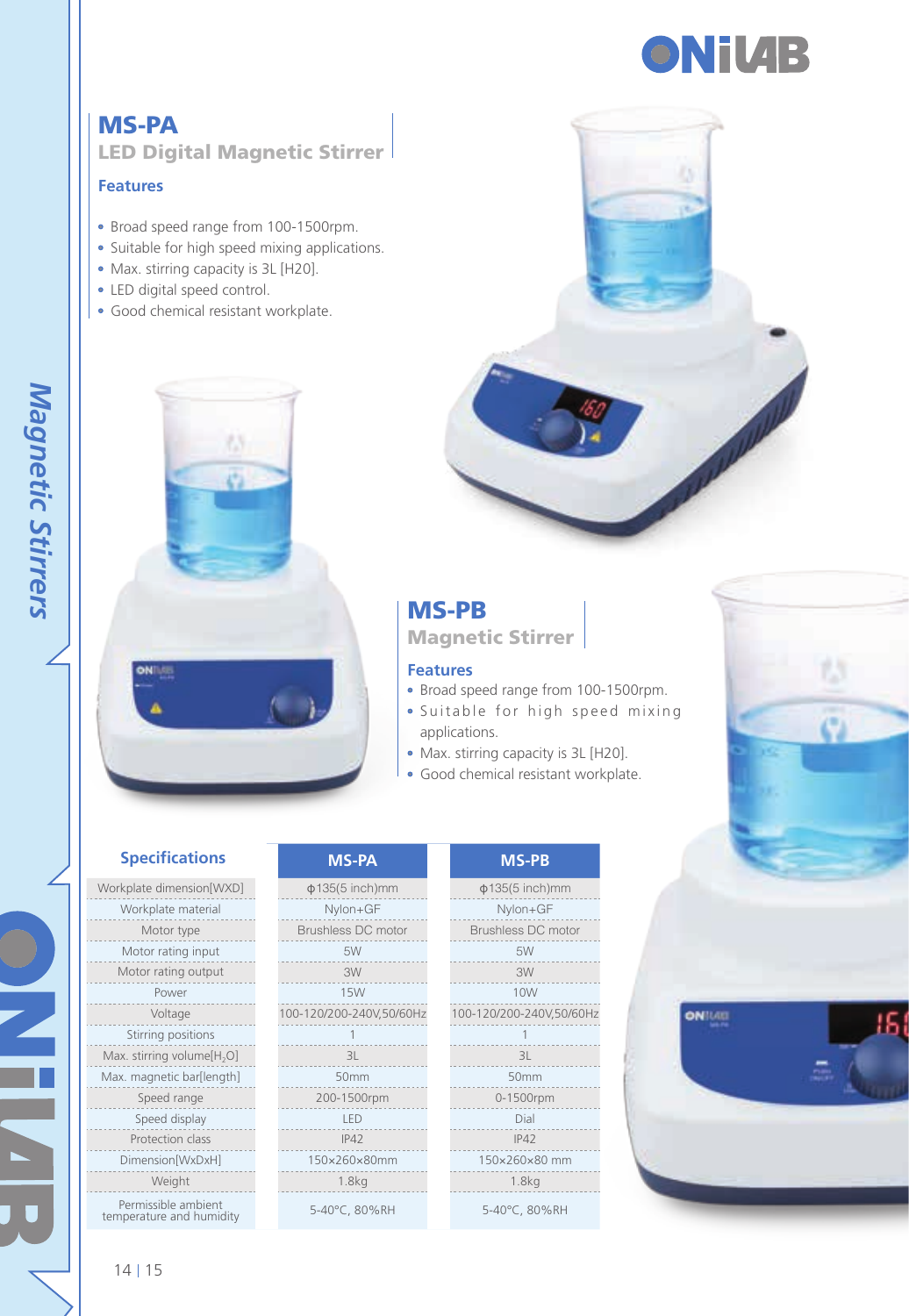## MS-PA

### LED Digital Magnetic Stirrer

**Features**

- Broad speed range from 100-1500rpm.
- Suitable for high speed mixing applications.
- Max. stirring capacity is 3L [H20].
- LED digital speed control.
- Good chemical resistant workplate.

## MS-PB

### Magnetic Stirrer

**Features**

- Broad speed range from 100-1500rpm.
- Suitable for high speed mixing applications.
- Max. stirring capacity is 3L [H20].
- Good chemical resistant workplate.

### Specifications

| Specifications | MS-PA | MS-PB |
|---|---|---|
| Workplate dimension[WXD] | ϕ135(5 inch)mm | ϕ135(5 inch)mm |
| Workplate material | Nylon+GF | Nylon+GF |
| Motor type | Brushless DC motor | Brushless DC motor |
| Motor rating input | 5W | 5W |
| Motor rating output | 3W | 3W |
| Power | 15W | 10W |
| Voltage | 100-120/200-240V,50/60Hz | 100-120/200-240V,50/60Hz |
| Stirring positions | 1 | 1 |
| Max. stirring volume[$H_2O$] | 3L | 3L |
| Max. magnetic bar[length] | 50mm | 50mm |
| Speed range | 200-1500rpm | 0-1500rpm |
| Speed display | LED | Dial |
| Protection class | IP42 | IP42 |
| Dimension[WxDxH] | 150×260×80mm | 150×260×80 mm |
| Weight | 1.8kg | 1.8kg |
| Permissible ambient temperature and humidity | 5-40°C, 80%RH | 5-40°C, 80%RH |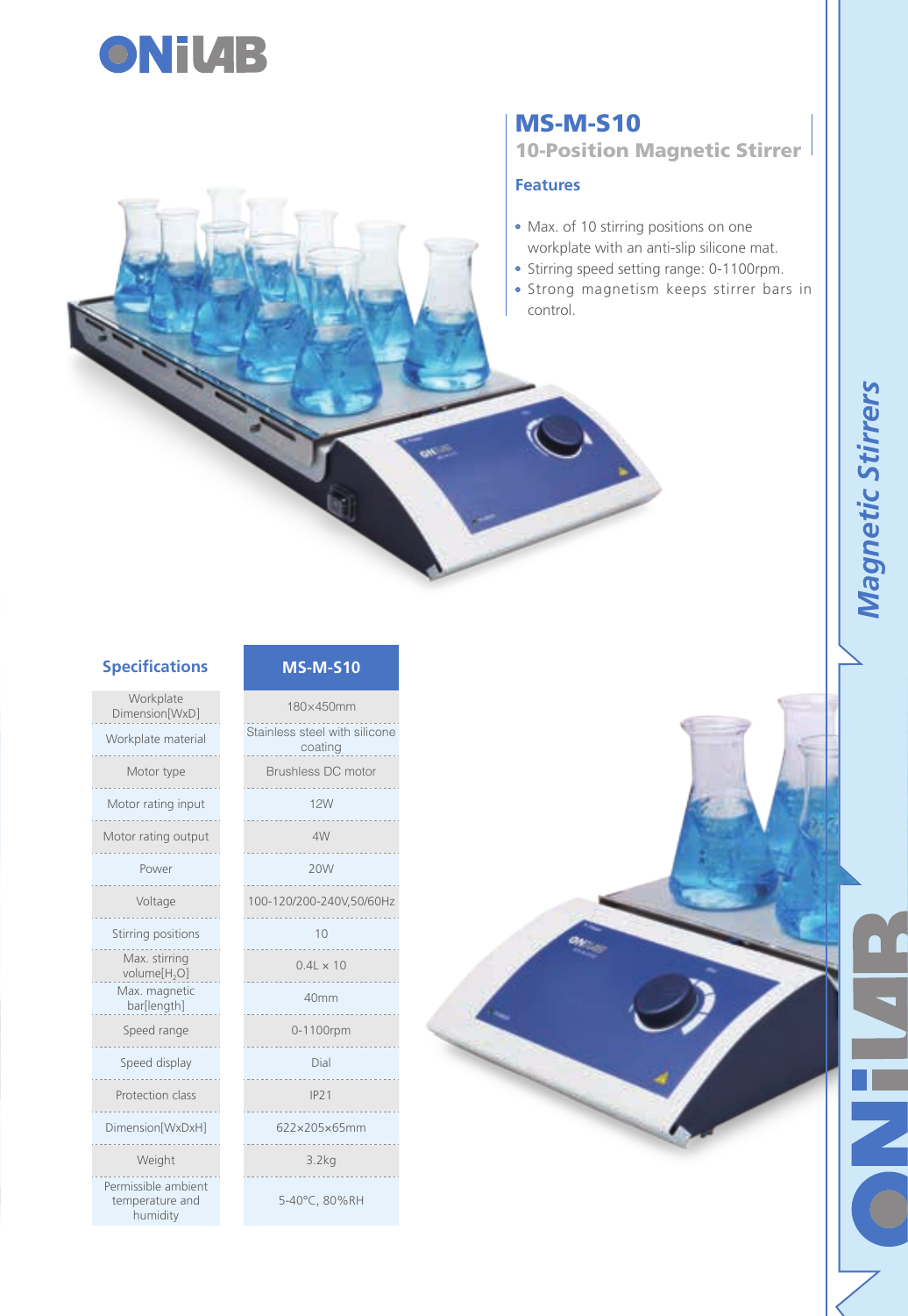# MS-M-S10

## 10-Position Magnetic Stirrer

### Features

- Max. of 10 stirring positions on one workplate with an anti-slip silicone mat.
- Stirring speed setting range: 0-1100rpm.
- Strong magnetism keeps stirrer bars in control.

### Specifications

| Specifications | MS-M-S10 |
|---|---|
| Workplate Dimension[WxD] | 180×450mm |
| Workplate material | Stainless steel with silicone coating |
| Motor type | Brushless DC motor |
| Motor rating input | 12W |
| Motor rating output | 4W |
| Power | 20W |
| Voltage | 100-120/200-240V,50/60Hz |
| Stirring positions | 10 |
| Max. stirring volume[$H_2O$] | 0.4L × 10 |
| Max. magnetic bar[length] | 40mm |
| Speed range | 0-1100rpm |
| Speed display | Dial |
| Protection class | IP21 |
| Dimension[WxDxH] | 622×205×65mm |
| Weight | 3.2kg |
| Permissible ambient temperature and humidity | 5-40°C, 80%RH |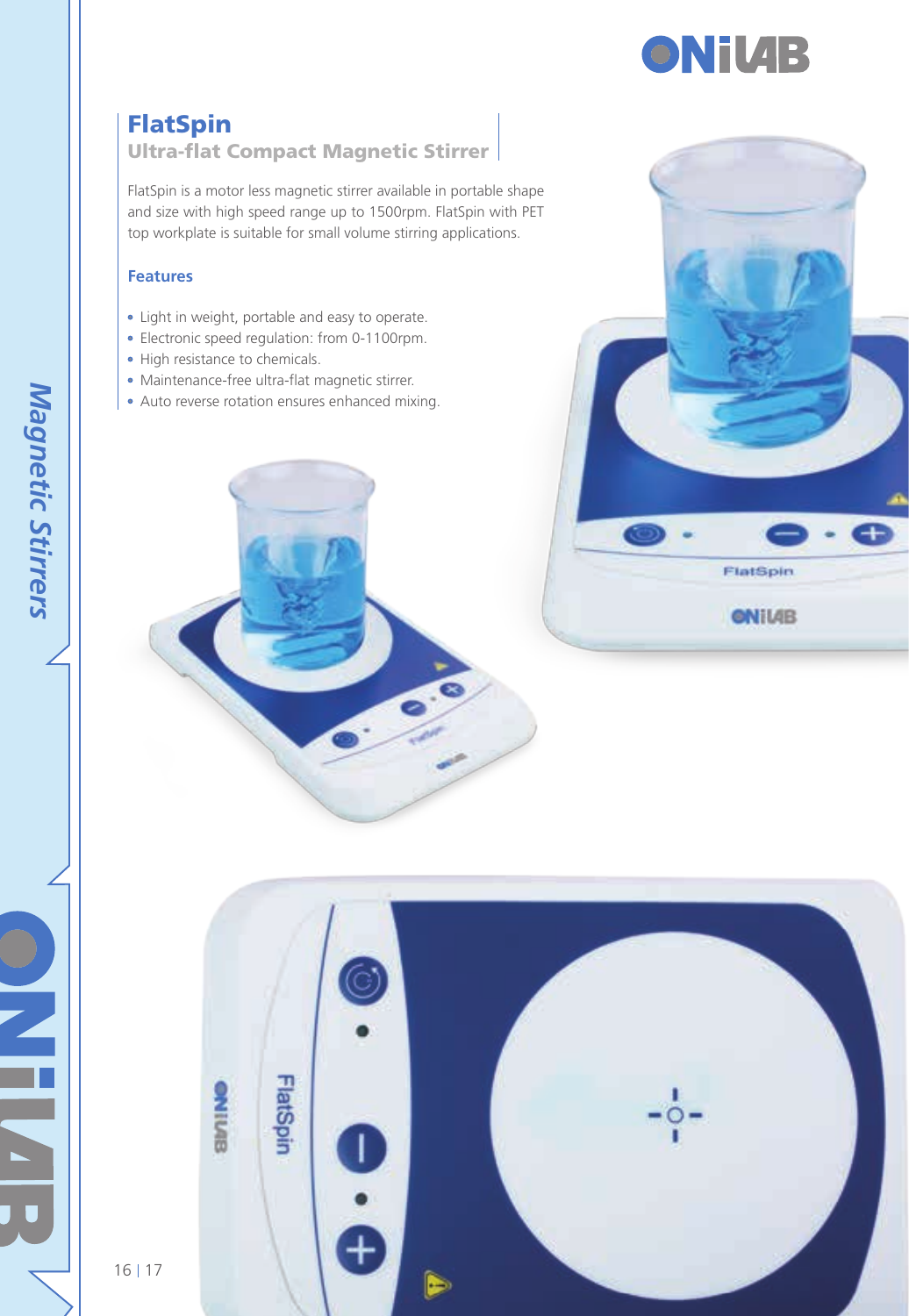## FlatSpin

### Ultra-flat Compact Magnetic Stirrer

FlatSpin is a motor less magnetic stirrer available in portable shape and size with high speed range up to 1500rpm. FlatSpin with PET top workplate is suitable for small volume stirring applications.

#### Features

- Light in weight, portable and easy to operate.
- Electronic speed regulation: from 0-1100rpm.
- High resistance to chemicals.
- Maintenance-free ultra-flat magnetic stirrer.
- Auto reverse rotation ensures enhanced mixing.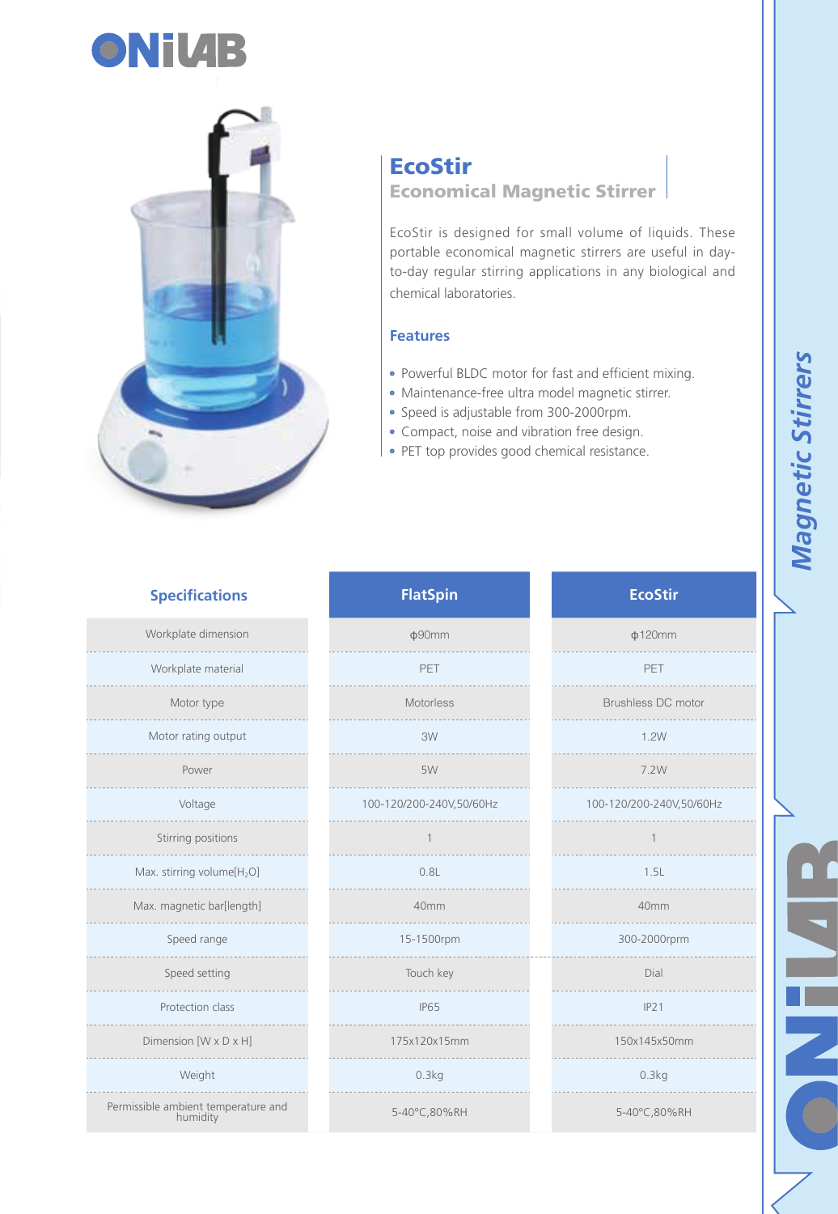# EcoStir

## Economical Magnetic Stirrer

EcoStir is designed for small volume of liquids. These portable economical magnetic stirrers are useful in day-to-day regular stirring applications in any biological and chemical laboratories.

### Features

- Powerful BLDC motor for fast and efficient mixing.
- Maintenance-free ultra model magnetic stirrer.
- Speed is adjustable from 300-2000rpm.
- Compact, noise and vibration free design.
- PET top provides good chemical resistance.

| Specifications | FlatSpin | EcoStir |
|---|---|---|
| Workplate dimension | ф90mm | ф120mm |
| Workplate material | PET | PET |
| Motor type | Motorless | Brushless DC motor |
| Motor rating output | 3W | 1.2W |
| Power | 5W | 7.2W |
| Voltage | 100-120/200-240V,50/60Hz | 100-120/200-240V,50/60Hz |
| Stirring positions | 1 | 1 |
| Max. stirring volume[$H_2O$] | 0.8L | 1.5L |
| Max. magnetic bar[length] | 40mm | 40mm |
| Speed range | 15-1500rpm | 300-2000rpm |
| Speed setting | Touch key | Dial |
| Protection class | IP65 | IP21 |
| Dimension [W x D x H] | 175x120x15mm | 150x145x50mm |
| Weight | 0.3kg | 0.3kg |
| Permissible ambient temperature and humidity | 5-40°C,80%RH | 5-40°C,80%RH |